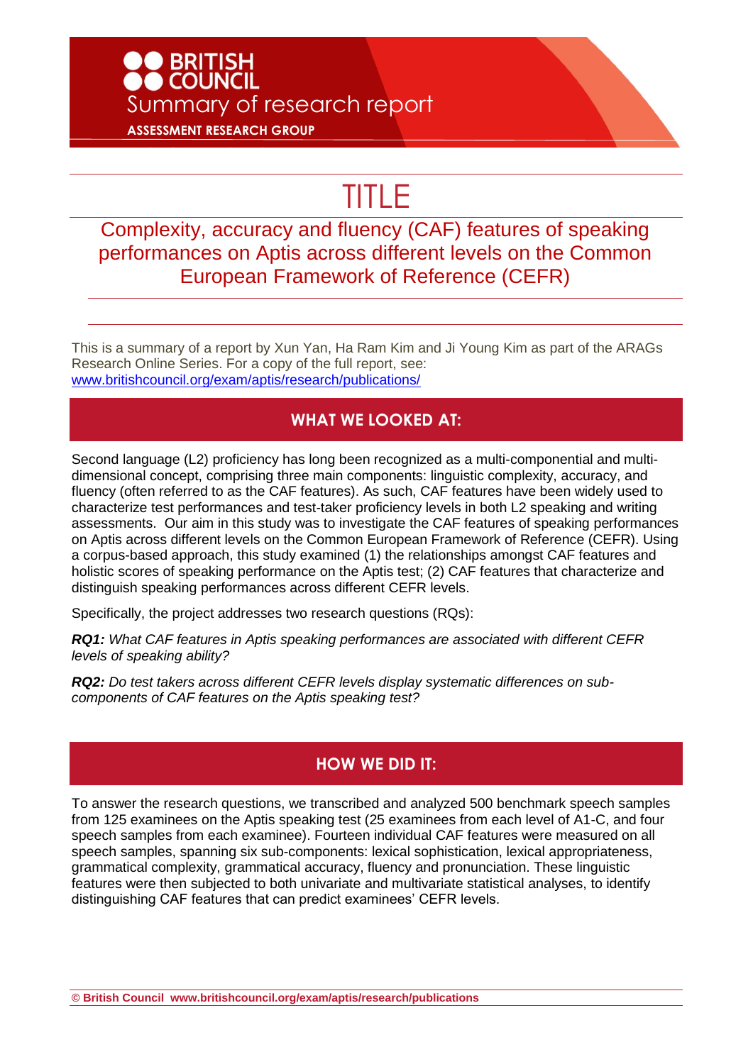**BRITISH COUNCIL**

Summary of research report

**ASSESSMENT RESEARCH GROUP**

# TITLE

## Complexity, accuracy and fluency (CAF) features of speaking performances on Aptis across different levels on the Common European Framework of Reference (CEFR)

This is a summary of a report by Xun Yan, Ha Ram Kim and Ji Young Kim as part of the ARAGs Research Online Series. For a copy of the full report, see: www.britishcouncil.org/exam/aptis/research/publications/

## WHAT WE LOOKED AT:

Second language (L2) proficiency has long been recognized as a multi-componential and multi-dimensional concept, comprising three main components: linguistic complexity, accuracy, and fluency (often referred to as the CAF features). As such, CAF features have been widely used to characterize test performances and test-taker proficiency levels in both L2 speaking and writing assessments. Our aim in this study was to investigate the CAF features of speaking performances on Aptis across different levels on the Common European Framework of Reference (CEFR). Using a corpus-based approach, this study examined (1) the relationships amongst CAF features and holistic scores of speaking performance on the Aptis test; (2) CAF features that characterize and distinguish speaking performances across different CEFR levels.

Specifically, the project addresses two research questions (RQs):

***RQ1:*** *What CAF features in Aptis speaking performances are associated with different CEFR levels of speaking ability?*

***RQ2:*** *Do test takers across different CEFR levels display systematic differences on sub-components of CAF features on the Aptis speaking test?*

## HOW WE DID IT:

To answer the research questions, we transcribed and analyzed 500 benchmark speech samples from 125 examinees on the Aptis speaking test (25 examinees from each level of A1-C, and four speech samples from each examinee). Fourteen individual CAF features were measured on all speech samples, spanning six sub-components: lexical sophistication, lexical appropriateness, grammatical complexity, grammatical accuracy, fluency and pronunciation. These linguistic features were then subjected to both univariate and multivariate statistical analyses, to identify distinguishing CAF features that can predict examinees' CEFR levels.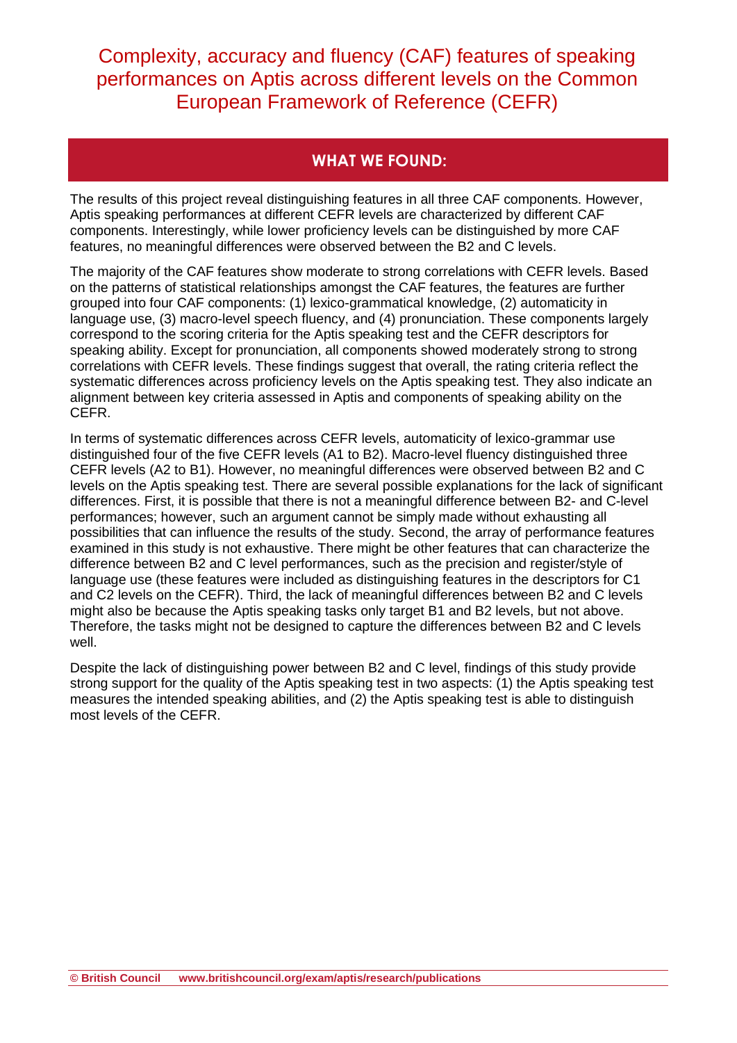# Complexity, accuracy and fluency (CAF) features of speaking performances on Aptis across different levels on the Common European Framework of Reference (CEFR)

## WHAT WE FOUND:

The results of this project reveal distinguishing features in all three CAF components. However, Aptis speaking performances at different CEFR levels are characterized by different CAF components. Interestingly, while lower proficiency levels can be distinguished by more CAF features, no meaningful differences were observed between the B2 and C levels.

The majority of the CAF features show moderate to strong correlations with CEFR levels. Based on the patterns of statistical relationships amongst the CAF features, the features are further grouped into four CAF components: (1) lexico-grammatical knowledge, (2) automaticity in language use, (3) macro-level speech fluency, and (4) pronunciation. These components largely correspond to the scoring criteria for the Aptis speaking test and the CEFR descriptors for speaking ability. Except for pronunciation, all components showed moderately strong to strong correlations with CEFR levels. These findings suggest that overall, the rating criteria reflect the systematic differences across proficiency levels on the Aptis speaking test. They also indicate an alignment between key criteria assessed in Aptis and components of speaking ability on the CEFR.

In terms of systematic differences across CEFR levels, automaticity of lexico-grammar use distinguished four of the five CEFR levels (A1 to B2). Macro-level fluency distinguished three CEFR levels (A2 to B1). However, no meaningful differences were observed between B2 and C levels on the Aptis speaking test. There are several possible explanations for the lack of significant differences. First, it is possible that there is not a meaningful difference between B2- and C-level performances; however, such an argument cannot be simply made without exhausting all possibilities that can influence the results of the study. Second, the array of performance features examined in this study is not exhaustive. There might be other features that can characterize the difference between B2 and C level performances, such as the precision and register/style of language use (these features were included as distinguishing features in the descriptors for C1 and C2 levels on the CEFR). Third, the lack of meaningful differences between B2 and C levels might also be because the Aptis speaking tasks only target B1 and B2 levels, but not above. Therefore, the tasks might not be designed to capture the differences between B2 and C levels well.

Despite the lack of distinguishing power between B2 and C level, findings of this study provide strong support for the quality of the Aptis speaking test in two aspects: (1) the Aptis speaking test measures the intended speaking abilities, and (2) the Aptis speaking test is able to distinguish most levels of the CEFR.